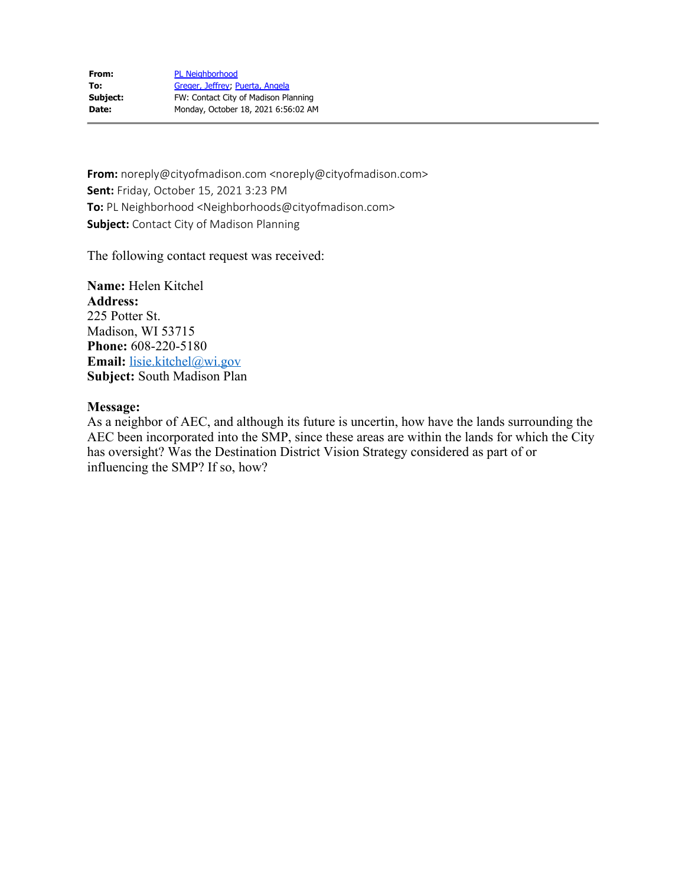**From:** PL Neighborhood
**To:** Greger, Jeffrey; Puerta, Angela
**Subject:** FW: Contact City of Madison Planning
**Date:** Monday, October 18, 2021 6:56:02 AM

---

**From:** noreply@cityofmadison.com <noreply@cityofmadison.com>
**Sent:** Friday, October 15, 2021 3:23 PM
**To:** PL Neighborhood <Neighborhoods@cityofmadison.com>
**Subject:** Contact City of Madison Planning

The following contact request was received:

**Name:** Helen Kitchel
**Address:**
225 Potter St.
Madison, WI 53715
**Phone:** 608-220-5180
**Email:** lisie.kitchel@wi.gov
**Subject:** South Madison Plan

**Message:**
As a neighbor of AEC, and although its future is uncertin, how have the lands surrounding the AEC been incorporated into the SMP, since these areas are within the lands for which the City has oversight? Was the Destination District Vision Strategy considered as part of or influencing the SMP? If so, how?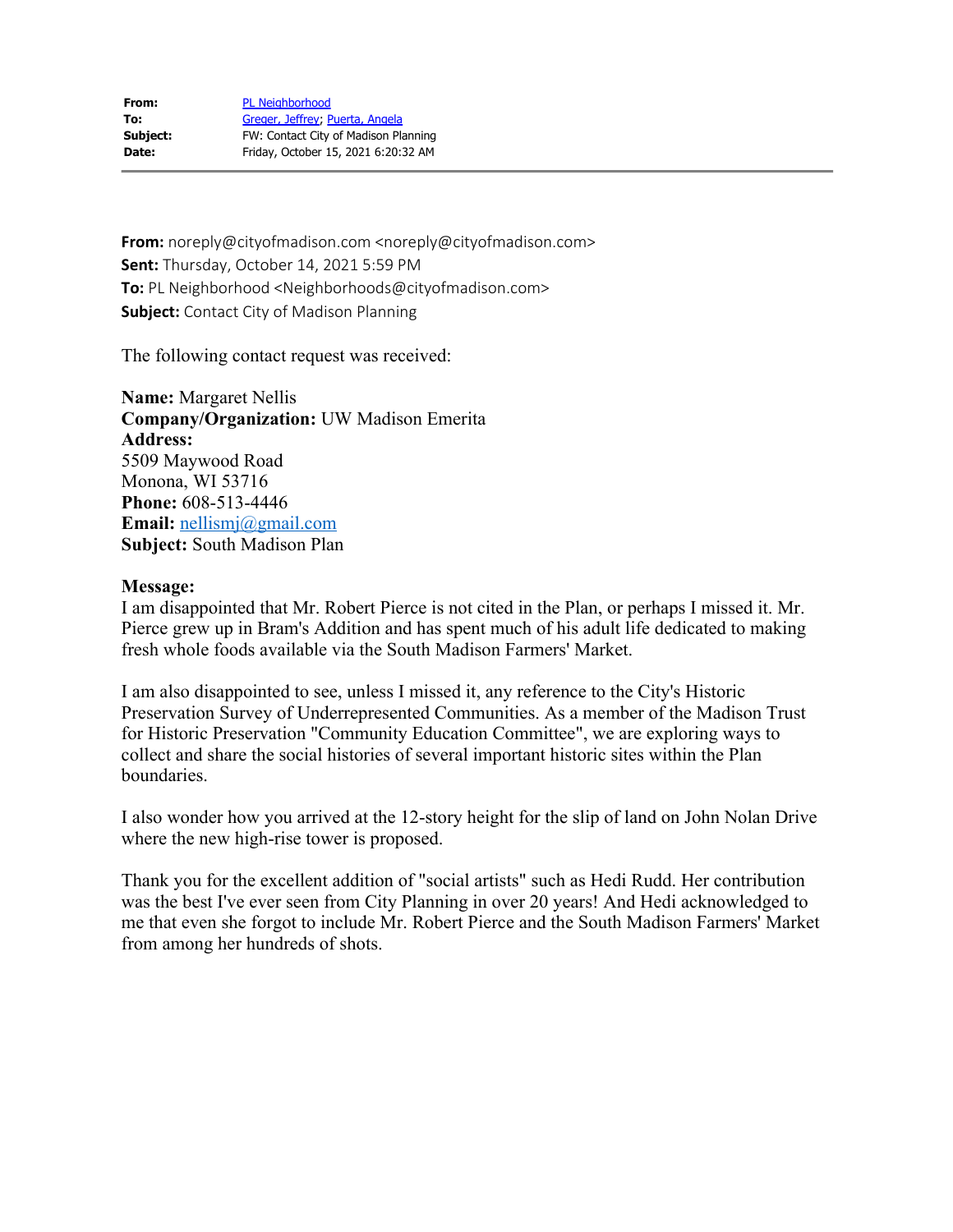**From:** PL Neighborhood
**To:** Greger, Jeffrey; Puerta, Angela
**Subject:** FW: Contact City of Madison Planning
**Date:** Friday, October 15, 2021 6:20:32 AM

---

**From:** noreply@cityofmadison.com <noreply@cityofmadison.com>
**Sent:** Thursday, October 14, 2021 5:59 PM
**To:** PL Neighborhood <Neighborhoods@cityofmadison.com>
**Subject:** Contact City of Madison Planning

The following contact request was received:

**Name:** Margaret Nellis
**Company/Organization:** UW Madison Emerita
**Address:**
5509 Maywood Road
Monona, WI 53716
**Phone:** 608-513-4446
**Email:** nellismj@gmail.com
**Subject:** South Madison Plan

**Message:**
I am disappointed that Mr. Robert Pierce is not cited in the Plan, or perhaps I missed it. Mr. Pierce grew up in Bram's Addition and has spent much of his adult life dedicated to making fresh whole foods available via the South Madison Farmers' Market.

I am also disappointed to see, unless I missed it, any reference to the City's Historic Preservation Survey of Underrepresented Communities. As a member of the Madison Trust for Historic Preservation "Community Education Committee", we are exploring ways to collect and share the social histories of several important historic sites within the Plan boundaries.

I also wonder how you arrived at the 12-story height for the slip of land on John Nolan Drive where the new high-rise tower is proposed.

Thank you for the excellent addition of "social artists" such as Hedi Rudd. Her contribution was the best I've ever seen from City Planning in over 20 years! And Hedi acknowledged to me that even she forgot to include Mr. Robert Pierce and the South Madison Farmers' Market from among her hundreds of shots.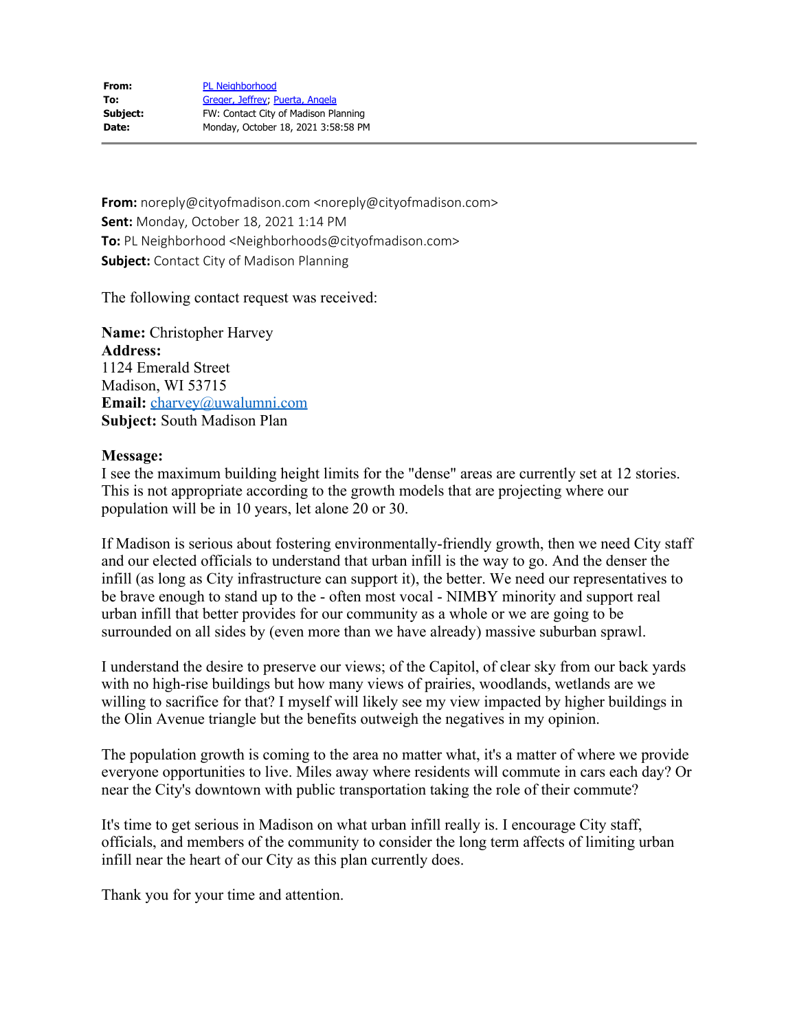| | |
|---|---|
| **From:** | PL Neighborhood |
| **To:** | Greger, Jeffrey; Puerta, Angela |
| **Subject:** | FW: Contact City of Madison Planning |
| **Date:** | Monday, October 18, 2021 3:58:58 PM |

---

**From:** noreply@cityofmadison.com <noreply@cityofmadison.com>
**Sent:** Monday, October 18, 2021 1:14 PM
**To:** PL Neighborhood <Neighborhoods@cityofmadison.com>
**Subject:** Contact City of Madison Planning

The following contact request was received:

**Name:** Christopher Harvey
**Address:**
1124 Emerald Street
Madison, WI 53715
**Email:** charvey@uwalumni.com
**Subject:** South Madison Plan

**Message:**
I see the maximum building height limits for the "dense" areas are currently set at 12 stories. This is not appropriate according to the growth models that are projecting where our population will be in 10 years, let alone 20 or 30.

If Madison is serious about fostering environmentally-friendly growth, then we need City staff and our elected officials to understand that urban infill is the way to go. And the denser the infill (as long as City infrastructure can support it), the better. We need our representatives to be brave enough to stand up to the - often most vocal - NIMBY minority and support real urban infill that better provides for our community as a whole or we are going to be surrounded on all sides by (even more than we have already) massive suburban sprawl.

I understand the desire to preserve our views; of the Capitol, of clear sky from our back yards with no high-rise buildings but how many views of prairies, woodlands, wetlands are we willing to sacrifice for that? I myself will likely see my view impacted by higher buildings in the Olin Avenue triangle but the benefits outweigh the negatives in my opinion.

The population growth is coming to the area no matter what, it's a matter of where we provide everyone opportunities to live. Miles away where residents will commute in cars each day? Or near the City's downtown with public transportation taking the role of their commute?

It's time to get serious in Madison on what urban infill really is. I encourage City staff, officials, and members of the community to consider the long term affects of limiting urban infill near the heart of our City as this plan currently does.

Thank you for your time and attention.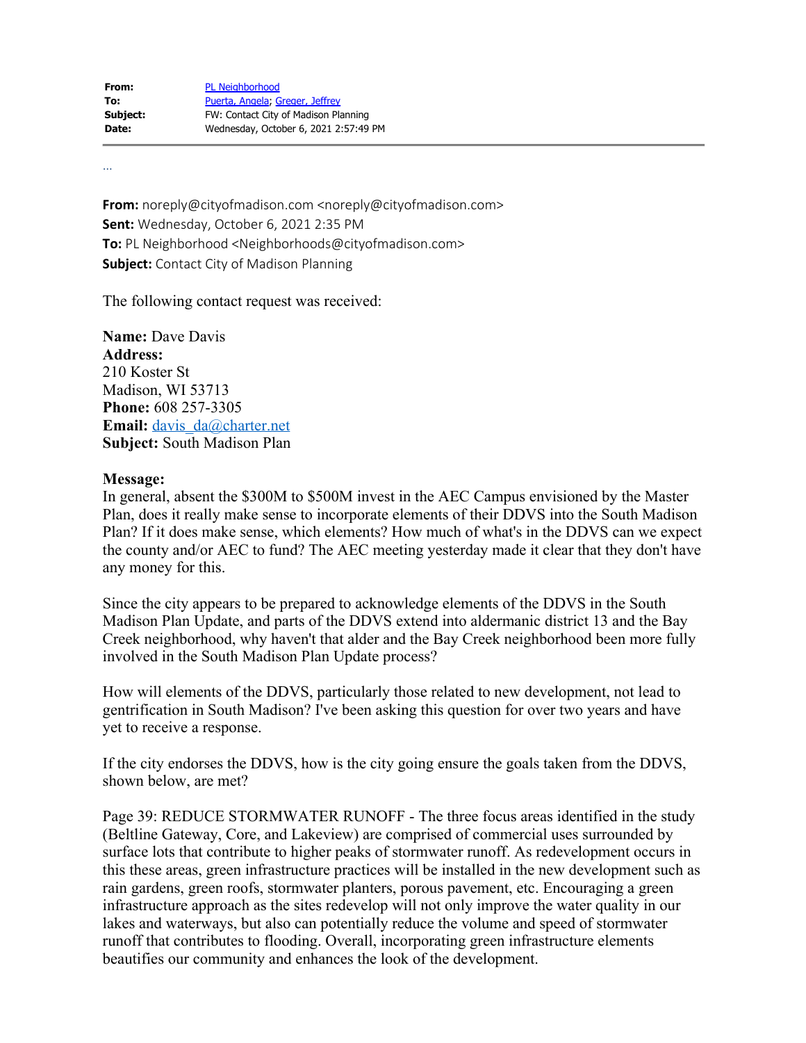**From:** PL Neighborhood
**To:** Puerta, Angela; Greger, Jeffrey
**Subject:** FW: Contact City of Madison Planning
**Date:** Wednesday, October 6, 2021 2:57:49 PM

...

**From:** noreply@cityofmadison.com <noreply@cityofmadison.com>
**Sent:** Wednesday, October 6, 2021 2:35 PM
**To:** PL Neighborhood <Neighborhoods@cityofmadison.com>
**Subject:** Contact City of Madison Planning

The following contact request was received:

**Name:** Dave Davis
**Address:**
210 Koster St
Madison, WI 53713
**Phone:** 608 257-3305
**Email:** davis_da@charter.net
**Subject:** South Madison Plan

**Message:**
In general, absent the $300M to $500M invest in the AEC Campus envisioned by the Master Plan, does it really make sense to incorporate elements of their DDVS into the South Madison Plan? If it does make sense, which elements? How much of what's in the DDVS can we expect the county and/or AEC to fund? The AEC meeting yesterday made it clear that they don't have any money for this.

Since the city appears to be prepared to acknowledge elements of the DDVS in the South Madison Plan Update, and parts of the DDVS extend into aldermanic district 13 and the Bay Creek neighborhood, why haven't that alder and the Bay Creek neighborhood been more fully involved in the South Madison Plan Update process?

How will elements of the DDVS, particularly those related to new development, not lead to gentrification in South Madison? I've been asking this question for over two years and have yet to receive a response.

If the city endorses the DDVS, how is the city going ensure the goals taken from the DDVS, shown below, are met?

Page 39: REDUCE STORMWATER RUNOFF - The three focus areas identified in the study (Beltline Gateway, Core, and Lakeview) are comprised of commercial uses surrounded by surface lots that contribute to higher peaks of stormwater runoff. As redevelopment occurs in this these areas, green infrastructure practices will be installed in the new development such as rain gardens, green roofs, stormwater planters, porous pavement, etc. Encouraging a green infrastructure approach as the sites redevelop will not only improve the water quality in our lakes and waterways, but also can potentially reduce the volume and speed of stormwater runoff that contributes to flooding. Overall, incorporating green infrastructure elements beautifies our community and enhances the look of the development.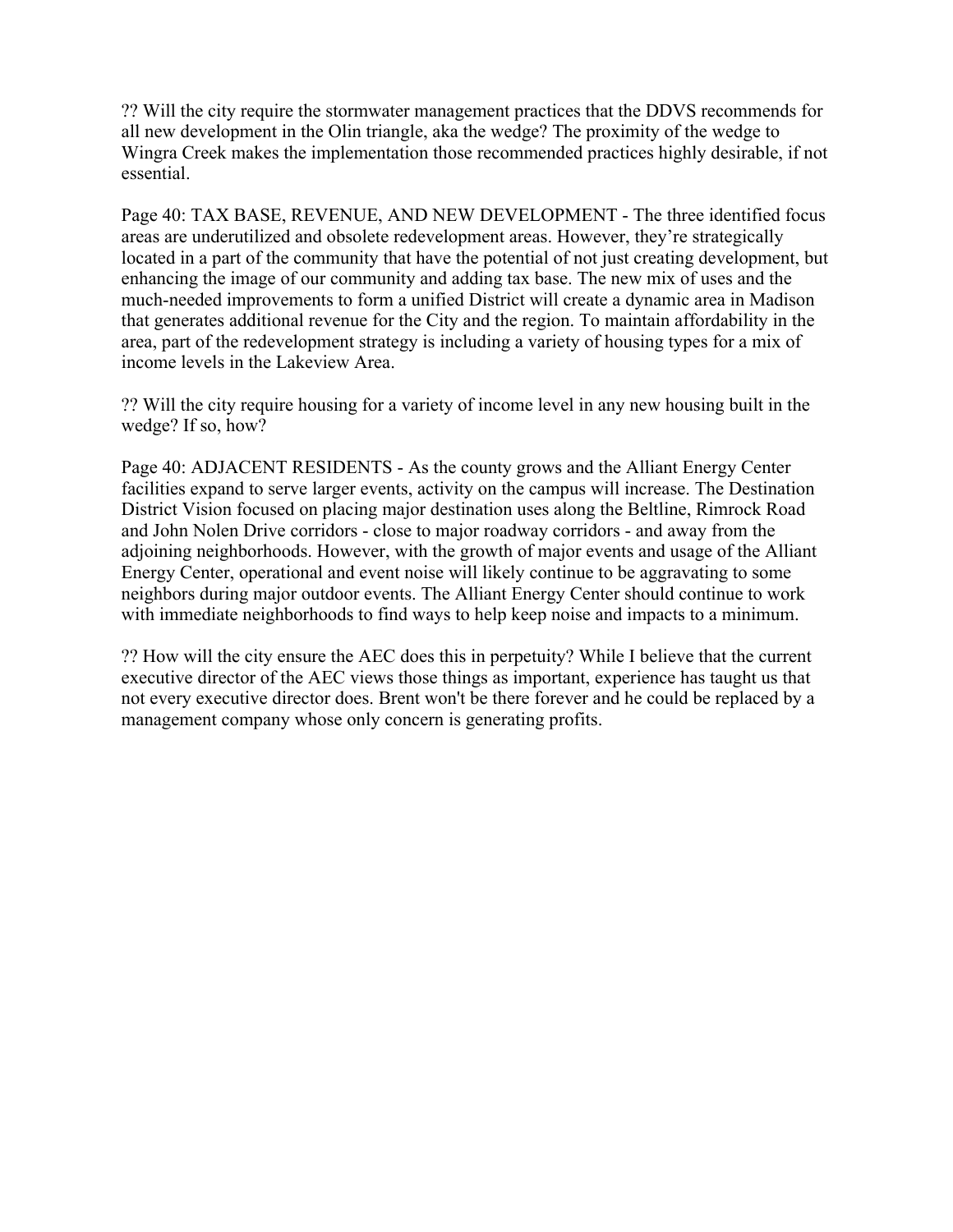?? Will the city require the stormwater management practices that the DDVS recommends for all new development in the Olin triangle, aka the wedge? The proximity of the wedge to Wingra Creek makes the implementation those recommended practices highly desirable, if not essential.

Page 40: TAX BASE, REVENUE, AND NEW DEVELOPMENT - The three identified focus areas are underutilized and obsolete redevelopment areas. However, they're strategically located in a part of the community that have the potential of not just creating development, but enhancing the image of our community and adding tax base. The new mix of uses and the much-needed improvements to form a unified District will create a dynamic area in Madison that generates additional revenue for the City and the region. To maintain affordability in the area, part of the redevelopment strategy is including a variety of housing types for a mix of income levels in the Lakeview Area.

?? Will the city require housing for a variety of income level in any new housing built in the wedge? If so, how?

Page 40: ADJACENT RESIDENTS - As the county grows and the Alliant Energy Center facilities expand to serve larger events, activity on the campus will increase. The Destination District Vision focused on placing major destination uses along the Beltline, Rimrock Road and John Nolen Drive corridors - close to major roadway corridors - and away from the adjoining neighborhoods. However, with the growth of major events and usage of the Alliant Energy Center, operational and event noise will likely continue to be aggravating to some neighbors during major outdoor events. The Alliant Energy Center should continue to work with immediate neighborhoods to find ways to help keep noise and impacts to a minimum.

?? How will the city ensure the AEC does this in perpetuity? While I believe that the current executive director of the AEC views those things as important, experience has taught us that not every executive director does. Brent won't be there forever and he could be replaced by a management company whose only concern is generating profits.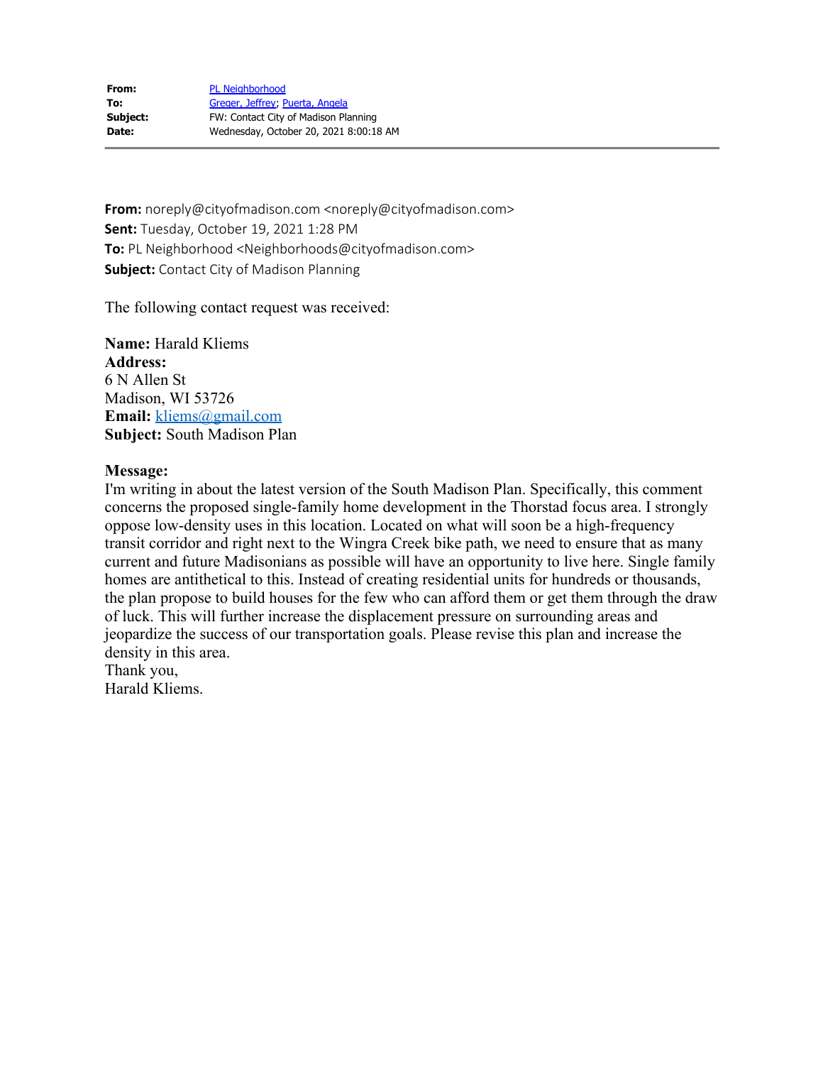| | |
|---|---|
| **From:** | PL Neighborhood |
| **To:** | Greger, Jeffrey; Puerta, Angela |
| **Subject:** | FW: Contact City of Madison Planning |
| **Date:** | Wednesday, October 20, 2021 8:00:18 AM |

---

**From:** noreply@cityofmadison.com <noreply@cityofmadison.com>
**Sent:** Tuesday, October 19, 2021 1:28 PM
**To:** PL Neighborhood <Neighborhoods@cityofmadison.com>
**Subject:** Contact City of Madison Planning

The following contact request was received:

**Name:** Harald Kliems
**Address:**
6 N Allen St
Madison, WI 53726
**Email:** kliems@gmail.com
**Subject:** South Madison Plan

**Message:**
I'm writing in about the latest version of the South Madison Plan. Specifically, this comment concerns the proposed single-family home development in the Thorstad focus area. I strongly oppose low-density uses in this location. Located on what will soon be a high-frequency transit corridor and right next to the Wingra Creek bike path, we need to ensure that as many current and future Madisonians as possible will have an opportunity to live here. Single family homes are antithetical to this. Instead of creating residential units for hundreds or thousands, the plan propose to build houses for the few who can afford them or get them through the draw of luck. This will further increase the displacement pressure on surrounding areas and jeopardize the success of our transportation goals. Please revise this plan and increase the density in this area.
Thank you,
Harald Kliems.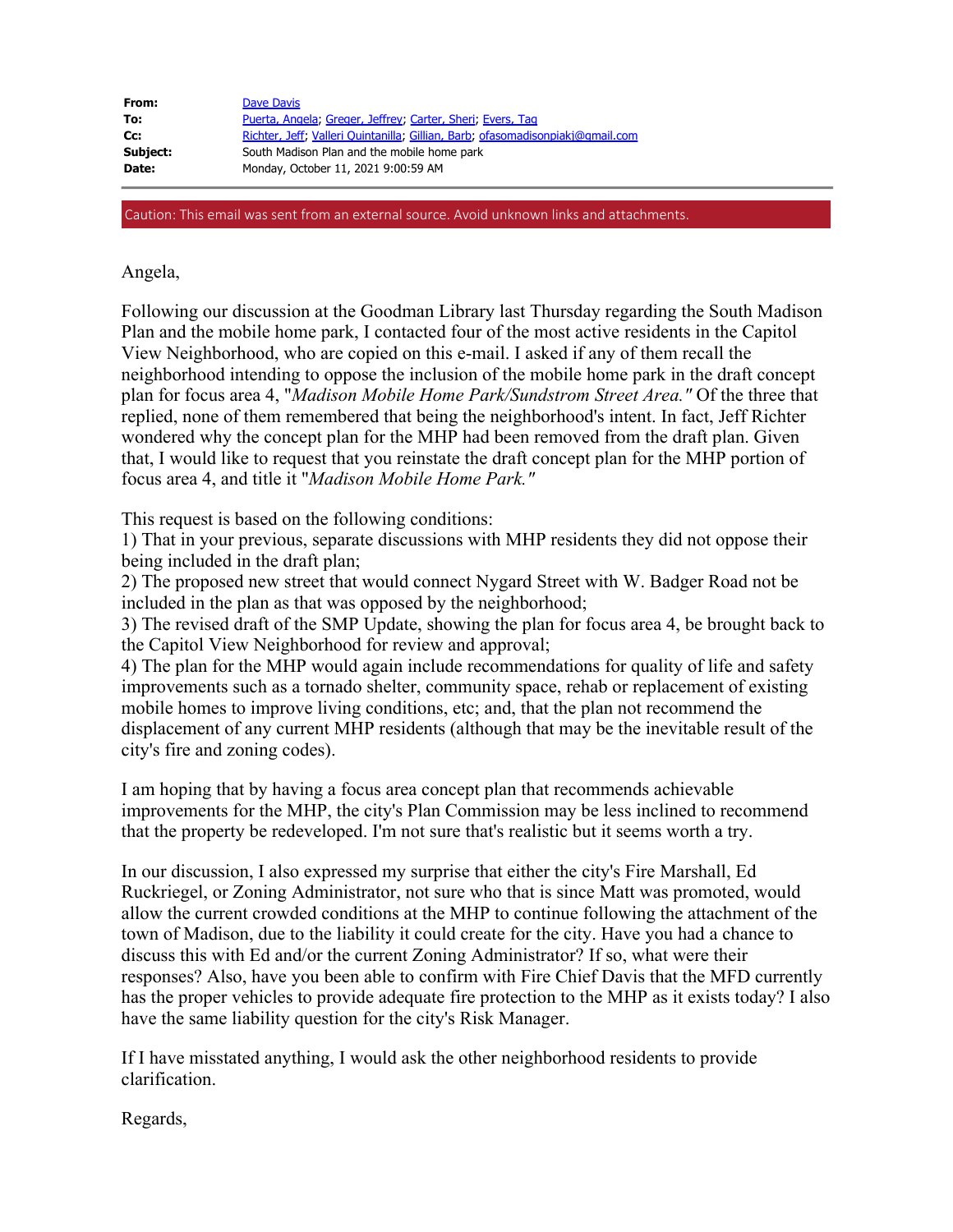| | |
|---|---|
| **From:** | Dave Davis |
| **To:** | Puerta, Angela; Greger, Jeffrey; Carter, Sheri; Evers, Tag |
| **Cc:** | Richter, Jeff; Valleri Quintanilla; Gillian, Barb; ofasomadisonpiakj@gmail.com |
| **Subject:** | South Madison Plan and the mobile home park |
| **Date:** | Monday, October 11, 2021 9:00:59 AM |

Caution: This email was sent from an external source. Avoid unknown links and attachments.

Angela,

Following our discussion at the Goodman Library last Thursday regarding the South Madison Plan and the mobile home park, I contacted four of the most active residents in the Capitol View Neighborhood, who are copied on this e-mail. I asked if any of them recall the neighborhood intending to oppose the inclusion of the mobile home park in the draft concept plan for focus area 4, "*Madison Mobile Home Park/Sundstrom Street Area.*" Of the three that replied, none of them remembered that being the neighborhood's intent. In fact, Jeff Richter wondered why the concept plan for the MHP had been removed from the draft plan. Given that, I would like to request that you reinstate the draft concept plan for the MHP portion of focus area 4, and title it "*Madison Mobile Home Park.*"

This request is based on the following conditions:

1) That in your previous, separate discussions with MHP residents they did not oppose their being included in the draft plan;
2) The proposed new street that would connect Nygard Street with W. Badger Road not be included in the plan as that was opposed by the neighborhood;
3) The revised draft of the SMP Update, showing the plan for focus area 4, be brought back to the Capitol View Neighborhood for review and approval;
4) The plan for the MHP would again include recommendations for quality of life and safety improvements such as a tornado shelter, community space, rehab or replacement of existing mobile homes to improve living conditions, etc; and, that the plan not recommend the displacement of any current MHP residents (although that may be the inevitable result of the city's fire and zoning codes).

I am hoping that by having a focus area concept plan that recommends achievable improvements for the MHP, the city's Plan Commission may be less inclined to recommend that the property be redeveloped. I'm not sure that's realistic but it seems worth a try.

In our discussion, I also expressed my surprise that either the city's Fire Marshall, Ed Ruckriegel, or Zoning Administrator, not sure who that is since Matt was promoted, would allow the current crowded conditions at the MHP to continue following the attachment of the town of Madison, due to the liability it could create for the city. Have you had a chance to discuss this with Ed and/or the current Zoning Administrator? If so, what were their responses? Also, have you been able to confirm with Fire Chief Davis that the MFD currently has the proper vehicles to provide adequate fire protection to the MHP as it exists today? I also have the same liability question for the city's Risk Manager.

If I have misstated anything, I would ask the other neighborhood residents to provide clarification.

Regards,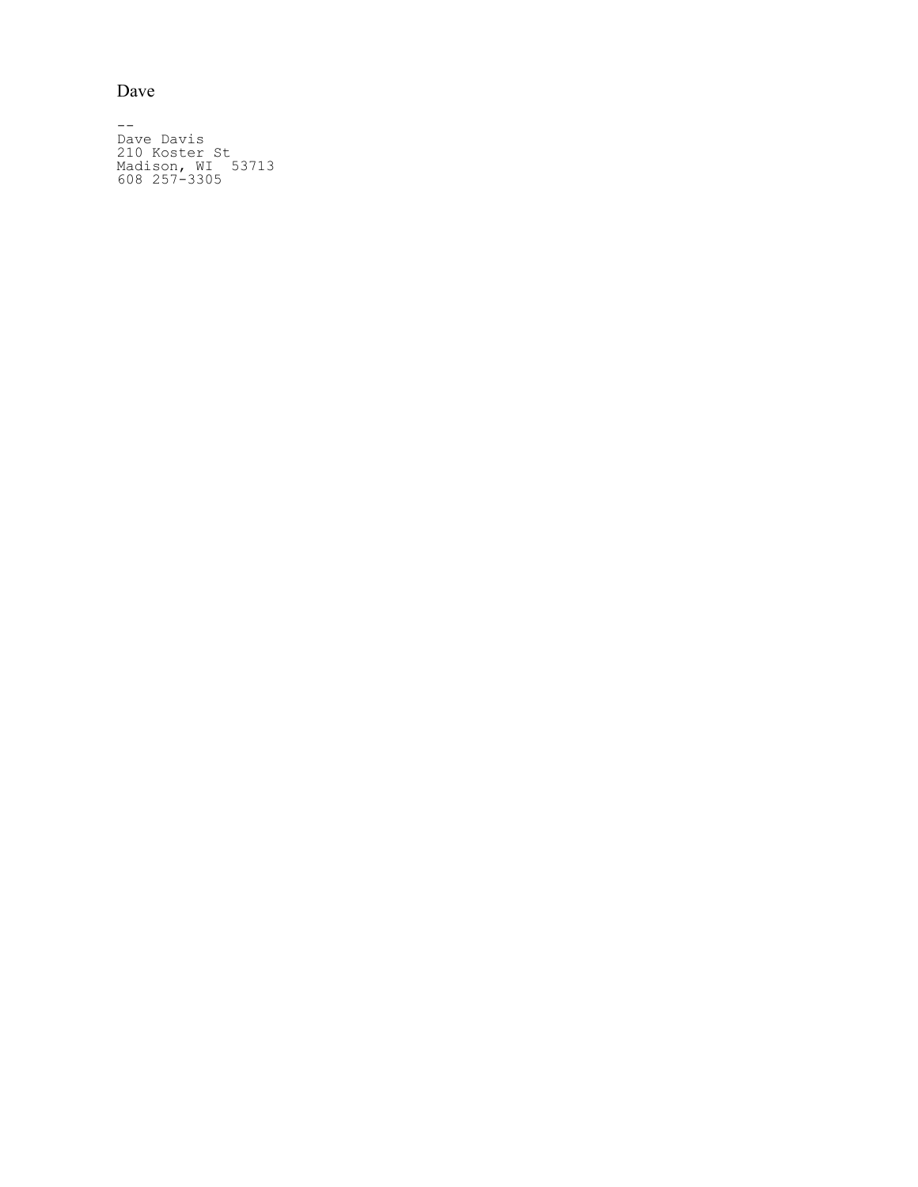Dave

```
--
Dave Davis
210 Koster St
Madison, WI  53713
608 257-3305
```